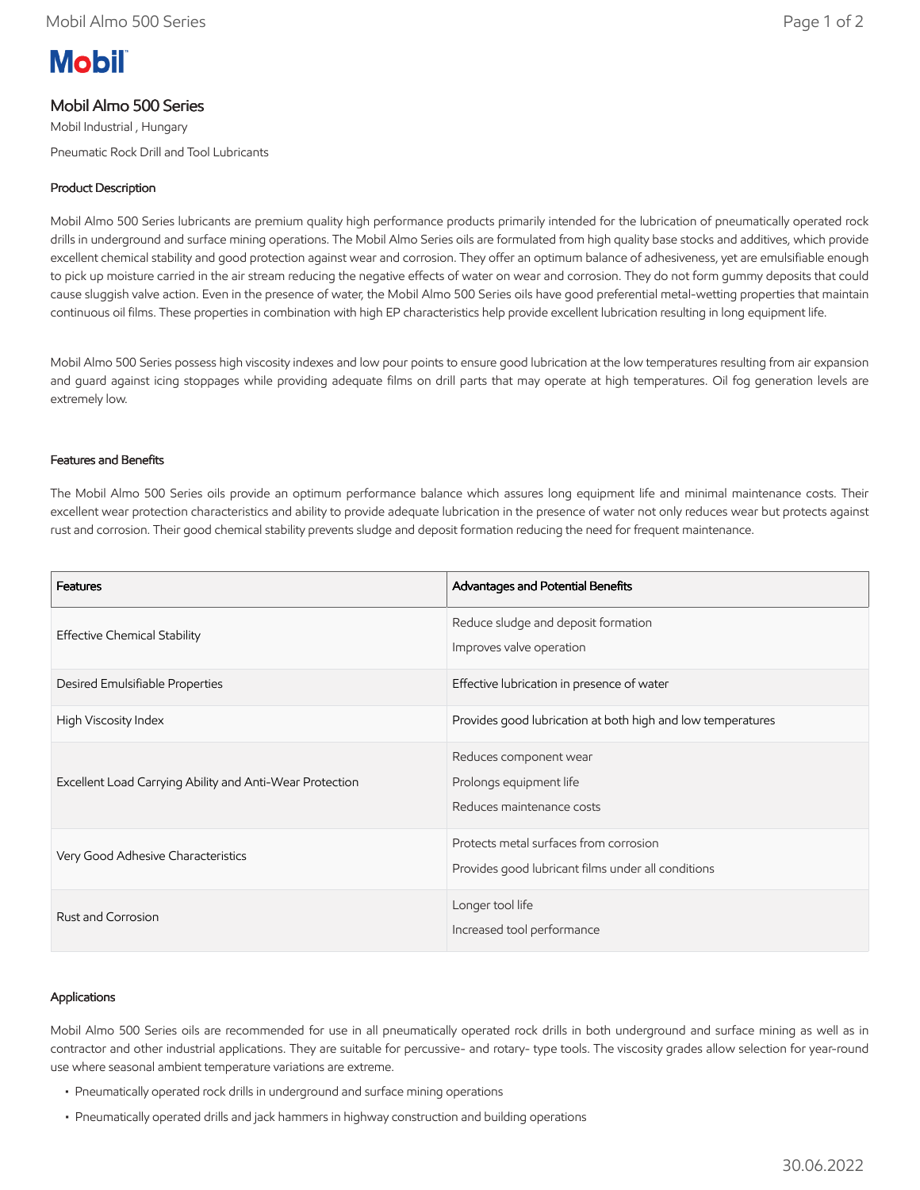Mobil

# Mobil Almo 500 Series

Mobil Industrial , Hungary

Pneumatic Rock Drill and Tool Lubricants

## Product Description

Mobil Almo 500 Series lubricants are premium quality high performance products primarily intended for the lubrication of pneumatically operated rock drills in underground and surface mining operations. The Mobil Almo Series oils are formulated from high quality base stocks and additives, which provide excellent chemical stability and good protection against wear and corrosion. They offer an optimum balance of adhesiveness, yet are emulsifiable enough to pick up moisture carried in the air stream reducing the negative effects of water on wear and corrosion. They do not form gummy deposits that could cause sluggish valve action. Even in the presence of water, the Mobil Almo 500 Series oils have good preferential metal-wetting properties that maintain continuous oil films. These properties in combination with high EP characteristics help provide excellent lubrication resulting in long equipment life.

Mobil Almo 500 Series possess high viscosity indexes and low pour points to ensure good lubrication at the low temperatures resulting from air expansion and guard against icing stoppages while providing adequate films on drill parts that may operate at high temperatures. Oil fog generation levels are extremely low.

## Features and Benefits

The Mobil Almo 500 Series oils provide an optimum performance balance which assures long equipment life and minimal maintenance costs. Their excellent wear protection characteristics and ability to provide adequate lubrication in the presence of water not only reduces wear but protects against rust and corrosion. Their good chemical stability prevents sludge and deposit formation reducing the need for frequent maintenance.

| Features | Advantages and Potential Benefits |
|---|---|
| Effective Chemical Stability | Reduce sludge and deposit formation<br>Improves valve operation |
| Desired Emulsifiable Properties | Effective lubrication in presence of water |
| High Viscosity Index | Provides good lubrication at both high and low temperatures |
| Excellent Load Carrying Ability and Anti-Wear Protection | Reduces component wear<br>Prolongs equipment life<br>Reduces maintenance costs |
| Very Good Adhesive Characteristics | Protects metal surfaces from corrosion<br>Provides good lubricant films under all conditions |
| Rust and Corrosion | Longer tool life<br>Increased tool performance |

## Applications

Mobil Almo 500 Series oils are recommended for use in all pneumatically operated rock drills in both underground and surface mining as well as in contractor and other industrial applications. They are suitable for percussive- and rotary- type tools. The viscosity grades allow selection for year-round use where seasonal ambient temperature variations are extreme.

- Pneumatically operated rock drills in underground and surface mining operations
- Pneumatically operated drills and jack hammers in highway construction and building operations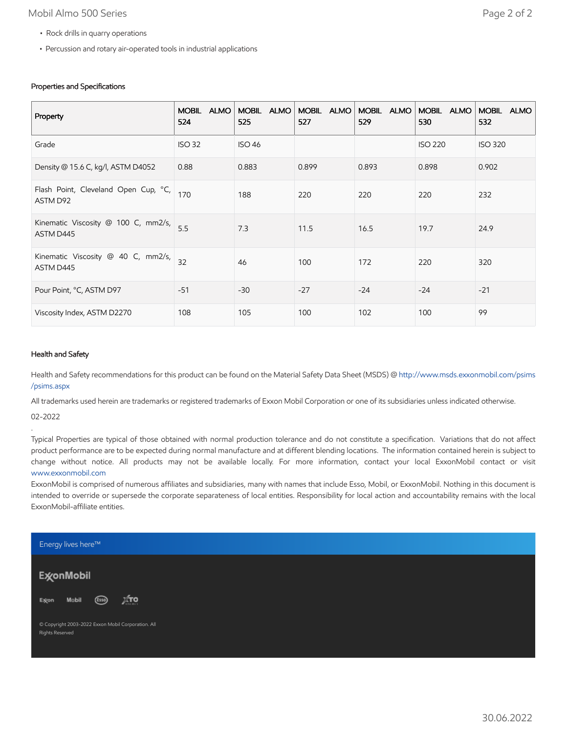- Rock drills in quarry operations
- Percussion and rotary air-operated tools in industrial applications

### Properties and Specifications

| Property | MOBIL ALMO 524 | MOBIL ALMO 525 | MOBIL ALMO 527 | MOBIL ALMO 529 | MOBIL ALMO 530 | MOBIL ALMO 532 |
|---|---|---|---|---|---|---|
| Grade | ISO 32 | ISO 46 | | | ISO 220 | ISO 320 |
| Density @ 15.6 C, kg/l, ASTM D4052 | 0.88 | 0.883 | 0.899 | 0.893 | 0.898 | 0.902 |
| Flash Point, Cleveland Open Cup, °C, ASTM D92 | 170 | 188 | 220 | 220 | 220 | 232 |
| Kinematic Viscosity @ 100 C, mm2/s, ASTM D445 | 5.5 | 7.3 | 11.5 | 16.5 | 19.7 | 24.9 |
| Kinematic Viscosity @ 40 C, mm2/s, ASTM D445 | 32 | 46 | 100 | 172 | 220 | 320 |
| Pour Point, °C, ASTM D97 | -51 | -30 | -27 | -24 | -24 | -21 |
| Viscosity Index, ASTM D2270 | 108 | 105 | 100 | 102 | 100 | 99 |

### Health and Safety

Health and Safety recommendations for this product can be found on the Material Safety Data Sheet (MSDS) @ http://www.msds.exxonmobil.com/psims/psims.aspx

All trademarks used herein are trademarks or registered trademarks of Exxon Mobil Corporation or one of its subsidiaries unless indicated otherwise.

02-2022

.

Typical Properties are typical of those obtained with normal production tolerance and do not constitute a specification. Variations that do not affect product performance are to be expected during normal manufacture and at different blending locations. The information contained herein is subject to change without notice. All products may not be available locally. For more information, contact your local ExxonMobil contact or visit www.exxonmobil.com

ExxonMobil is comprised of numerous affiliates and subsidiaries, many with names that include Esso, Mobil, or ExxonMobil. Nothing in this document is intended to override or supersede the corporate separateness of local entities. Responsibility for local action and accountability remains with the local ExxonMobil-affiliate entities.

Energy lives here™

ExxonMobil

Exxon Mobil Esso XTO

© Copyright 2003-2022 Exxon Mobil Corporation. All Rights Reserved

30.06.2022